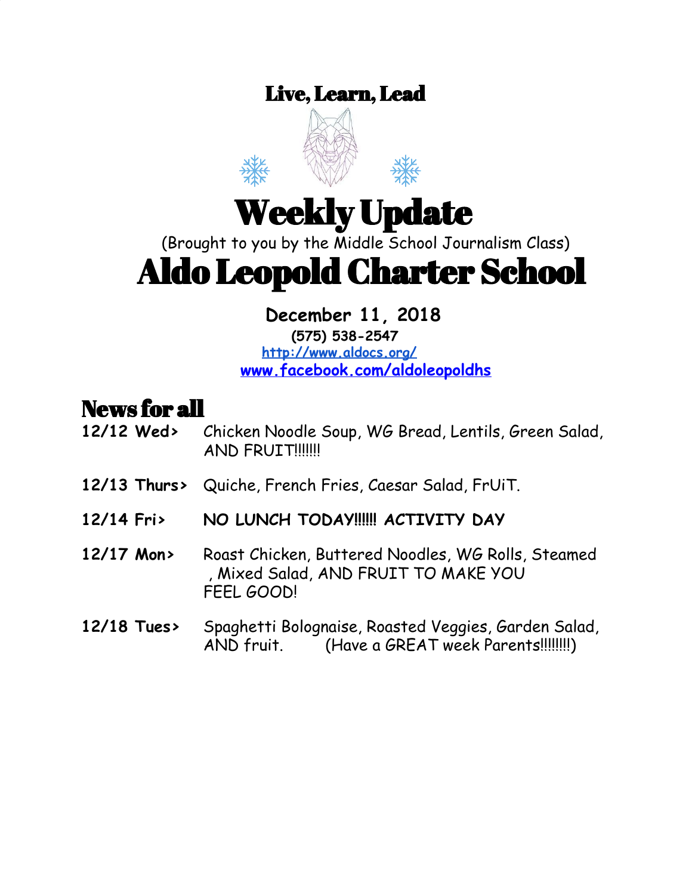# Live, Learn, Lead

# Weekly Update

(Brought to you by the Middle School Journalism Class)

# Aldo Leopold Charter School

**December 11, 2018**

**(575) 538-2547**

**http://www.aldocs.org/**

**www.facebook.com/aldoleopoldhs**

## News for all

**12/12 Wed>** Chicken Noodle Soup, WG Bread, Lentils, Green Salad, AND FRUIT!!!!!!!

**12/13 Thurs>** Quiche, French Fries, Caesar Salad, FrUiT.

**12/14 Fri>** **NO LUNCH TODAY!!!!!! ACTIVITY DAY**

**12/17 Mon>** Roast Chicken, Buttered Noodles, WG Rolls, Steamed , Mixed Salad, AND FRUIT TO MAKE YOU FEEL GOOD!

**12/18 Tues>** Spaghetti Bolognaise, Roasted Veggies, Garden Salad, AND fruit. (Have a GREAT week Parents!!!!!!!!)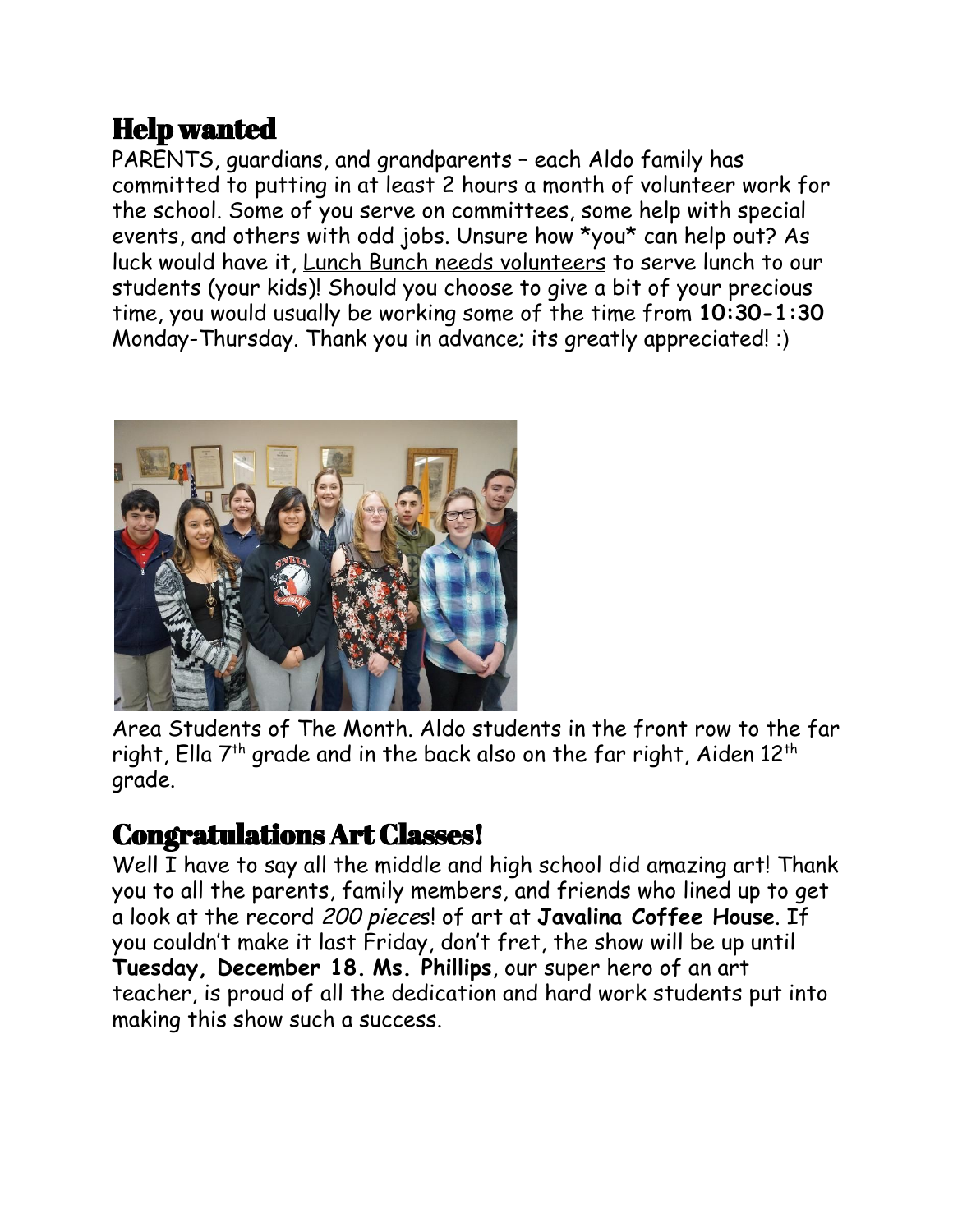## Help wanted

PARENTS, guardians, and grandparents – each Aldo family has committed to putting in at least 2 hours a month of volunteer work for the school. Some of you serve on committees, some help with special events, and others with odd jobs. Unsure how *you* can help out? As luck would have it, Lunch Bunch needs volunteers to serve lunch to our students (your kids)! Should you choose to give a bit of your precious time, you would usually be working some of the time from **10:30-1:30** Monday-Thursday. Thank you in advance; its greatly appreciated! :)

Area Students of The Month. Aldo students in the front row to the far right, Ella 7th grade and in the back also on the far right, Aiden 12th grade.

## Congratulations Art Classes!

Well I have to say all the middle and high school did amazing art! Thank you to all the parents, family members, and friends who lined up to get a look at the record *200 pieces*! of art at **Javalina Coffee House**. If you couldn't make it last Friday, don't fret, the show will be up until **Tuesday, December 18. Ms. Phillips**, our super hero of an art teacher, is proud of all the dedication and hard work students put into making this show such a success.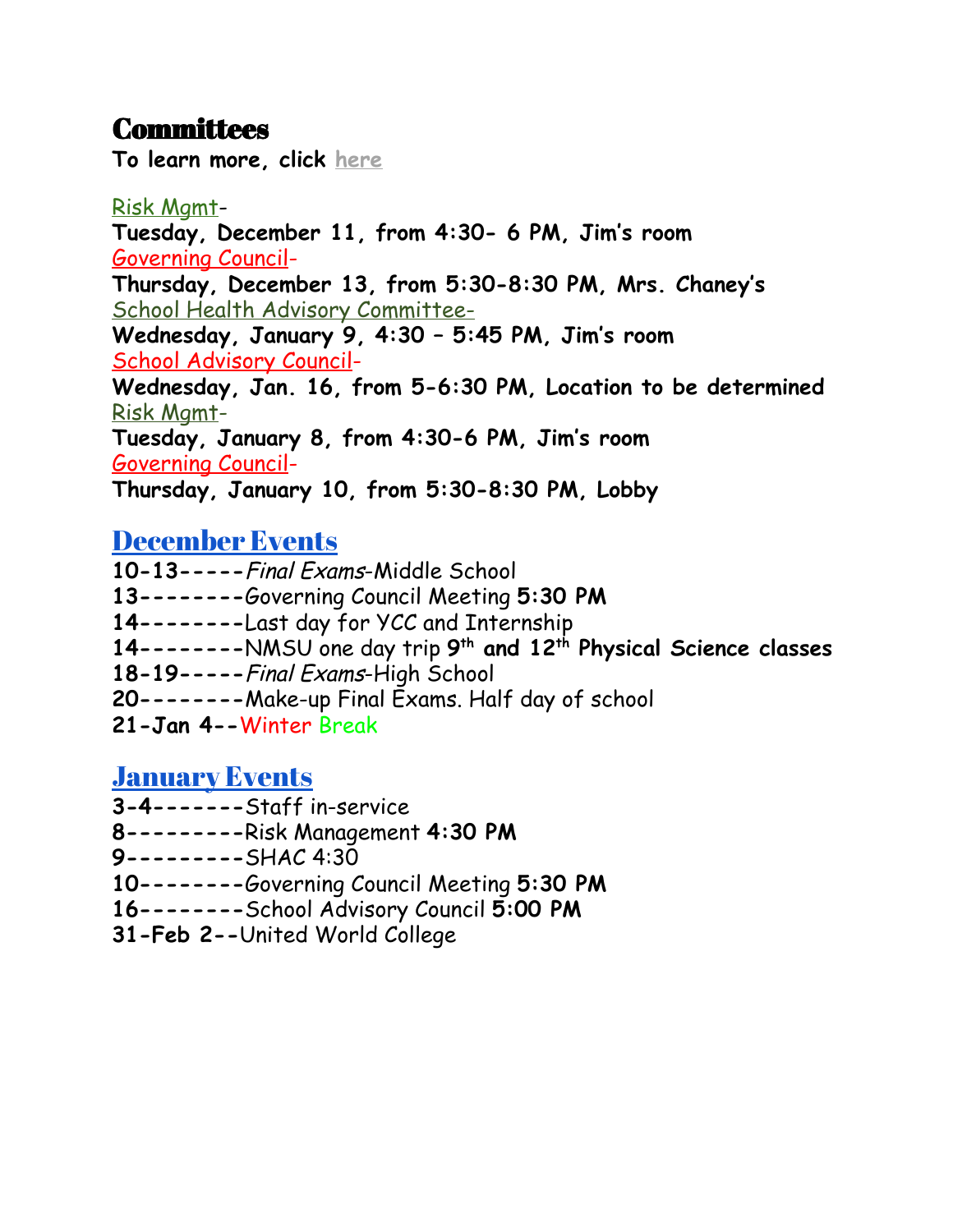## Committees

**To learn more, click here**

Risk Mgmt-
**Tuesday, December 11, from 4:30- 6 PM, Jim's room**
Governing Council-
**Thursday, December 13, from 5:30-8:30 PM, Mrs. Chaney's**
School Health Advisory Committee-
**Wednesday, January 9, 4:30 – 5:45 PM, Jim's room**
School Advisory Council-
**Wednesday, Jan. 16, from 5-6:30 PM, Location to be determined**
Risk Mgmt-
**Tuesday, January 8, from 4:30-6 PM, Jim's room**
Governing Council-
**Thursday, January 10, from 5:30-8:30 PM, Lobby**

## December Events

**10-13-----***Final Exams*-Middle School
**13--------**Governing Council Meeting **5:30 PM**
**14--------**Last day for YCC and Internship
**14--------**NMSU one day trip **9th and 12th Physical Science classes**
**18-19-----***Final Exams*-High School
**20--------**Make-up Final Exams. Half day of school
**21-Jan 4--**Winter Break

## January Events

**3-4-------**Staff in-service
**8---------**Risk Management **4:30 PM**
**9---------**SHAC 4:30
**10--------**Governing Council Meeting **5:30 PM**
**16--------**School Advisory Council **5:00 PM**
**31-Feb 2--**United World College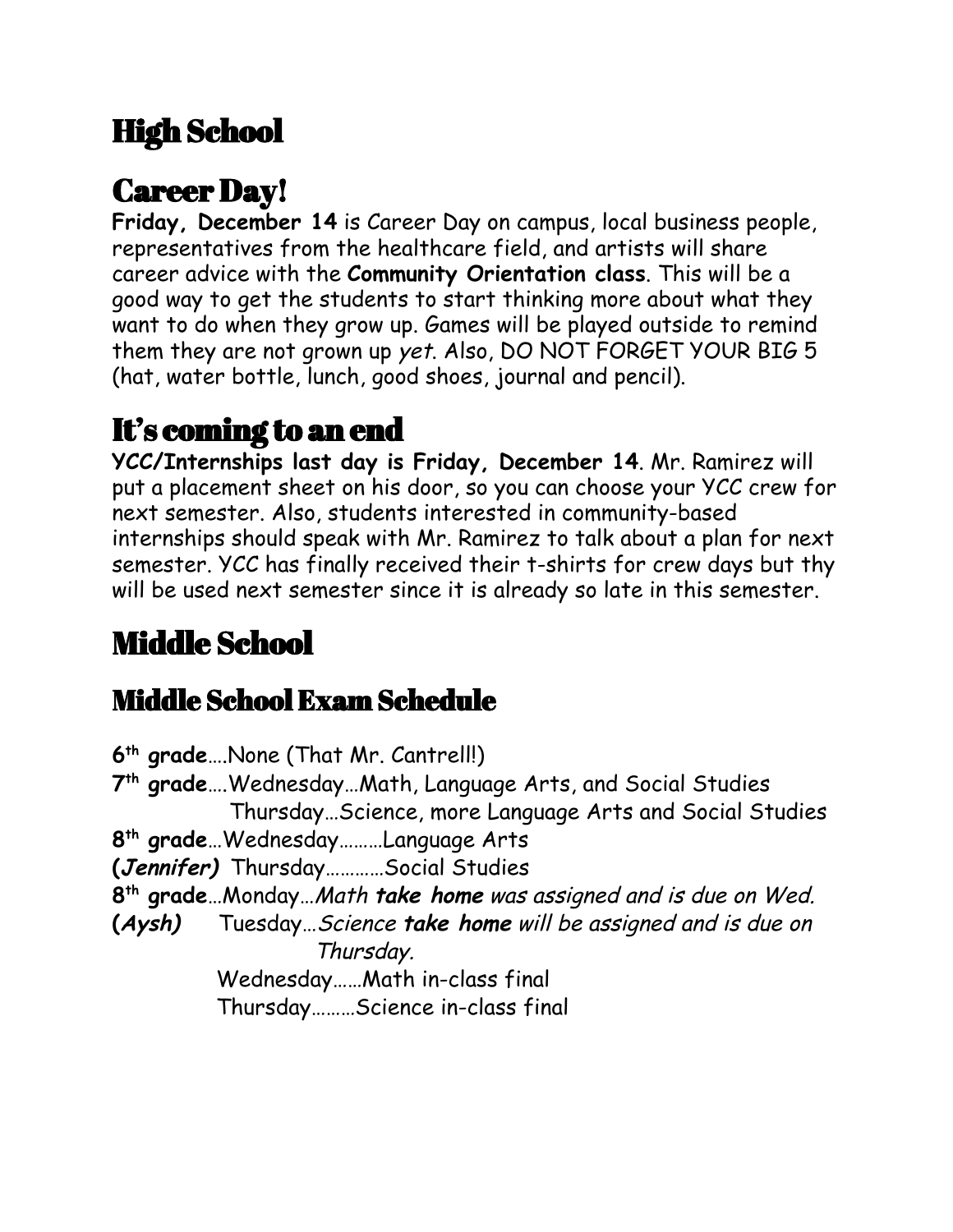# High School

## Career Day!

**Friday, December 14** is Career Day on campus, local business people, representatives from the healthcare field, and artists will share career advice with the **Community Orientation class**. This will be a good way to get the students to start thinking more about what they want to do when they grow up. Games will be played outside to remind them they are not grown up *yet*. Also, DO NOT FORGET YOUR BIG 5 (hat, water bottle, lunch, good shoes, journal and pencil).

## It's coming to an end

**YCC/Internships last day is Friday, December 14**. Mr. Ramirez will put a placement sheet on his door, so you can choose your YCC crew for next semester. Also, students interested in community-based internships should speak with Mr. Ramirez to talk about a plan for next semester. YCC has finally received their t-shirts for crew days but thy will be used next semester since it is already so late in this semester.

# Middle School

## Middle School Exam Schedule

**6th grade**….None (That Mr. Cantrell!)

**7th grade**….Wednesday…Math, Language Arts, and Social Studies
Thursday…Science, more Language Arts and Social Studies

**8th grade**…Wednesday………Language Arts
**(*Jennifer*)** Thursday…………Social Studies

**8th grade**…Monday…*Math **take home** was assigned and is due on Wed.*
**(*Aysh*)** Tuesday…*Science **take home** will be assigned and is due on Thursday.*
Wednesday……Math in-class final
Thursday………Science in-class final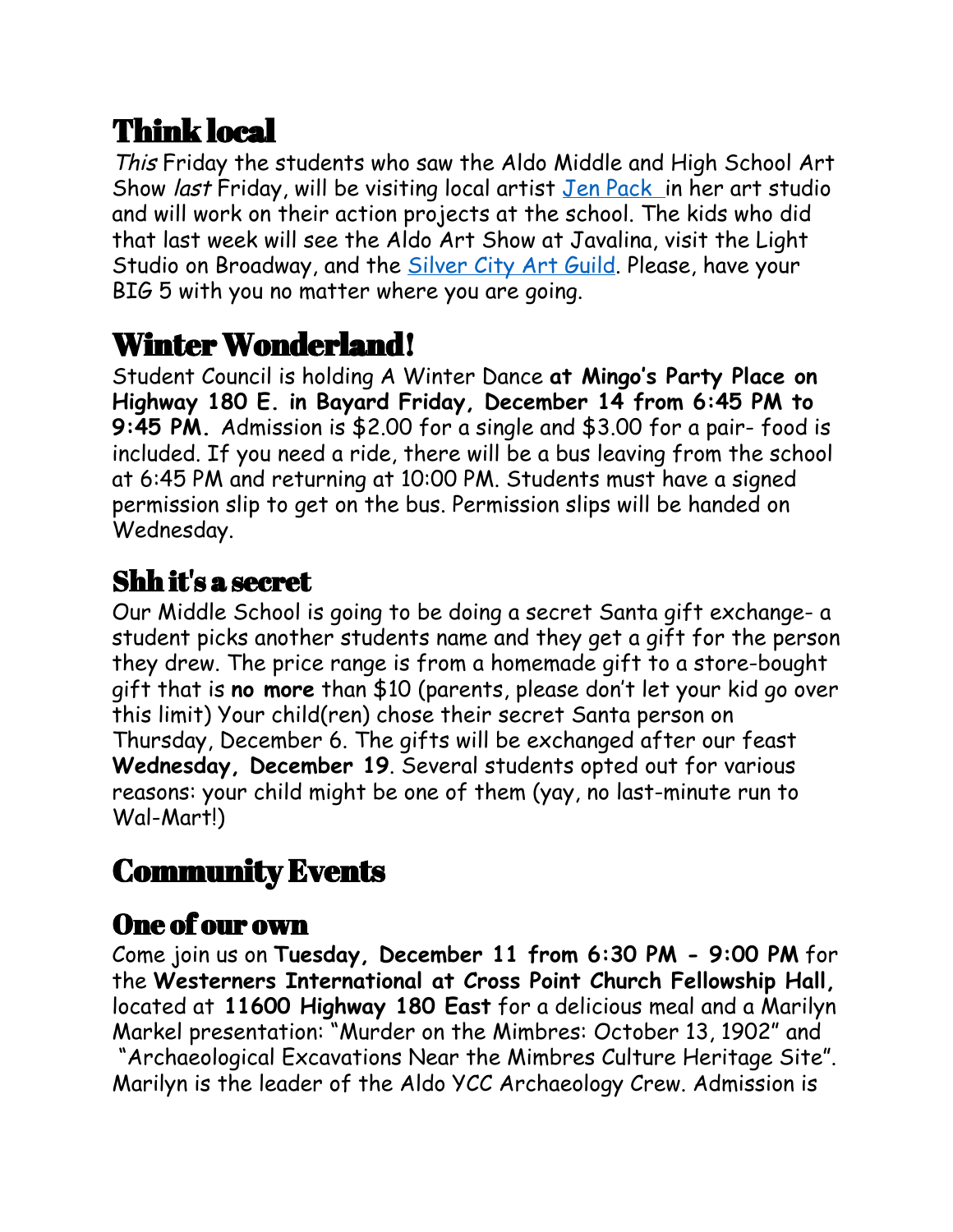# Think local

*This* Friday the students who saw the Aldo Middle and High School Art Show *last* Friday, will be visiting local artist Jen Pack in her art studio and will work on their action projects at the school. The kids who did that last week will see the Aldo Art Show at Javalina, visit the Light Studio on Broadway, and the Silver City Art Guild. Please, have your BIG 5 with you no matter where you are going.

# Winter Wonderland!

Student Council is holding A Winter Dance **at Mingo's Party Place on Highway 180 E. in Bayard Friday, December 14 from 6:45 PM to 9:45 PM.** Admission is $2.00 for a single and $3.00 for a pair- food is included. If you need a ride, there will be a bus leaving from the school at 6:45 PM and returning at 10:00 PM. Students must have a signed permission slip to get on the bus. Permission slips will be handed on Wednesday.

## Shh it's a secret

Our Middle School is going to be doing a secret Santa gift exchange- a student picks another students name and they get a gift for the person they drew. The price range is from a homemade gift to a store-bought gift that is **no more** than $10 (parents, please don't let your kid go over this limit) Your child(ren) chose their secret Santa person on Thursday, December 6. The gifts will be exchanged after our feast **Wednesday, December 19**. Several students opted out for various reasons: your child might be one of them (yay, no last-minute run to Wal-Mart!)

# Community Events

## One of our own

Come join us on **Tuesday, December 11 from 6:30 PM - 9:00 PM** for the **Westerners International at Cross Point Church Fellowship Hall,** located at **11600 Highway 180 East** for a delicious meal and a Marilyn Markel presentation: "Murder on the Mimbres: October 13, 1902" and "Archaeological Excavations Near the Mimbres Culture Heritage Site". Marilyn is the leader of the Aldo YCC Archaeology Crew. Admission is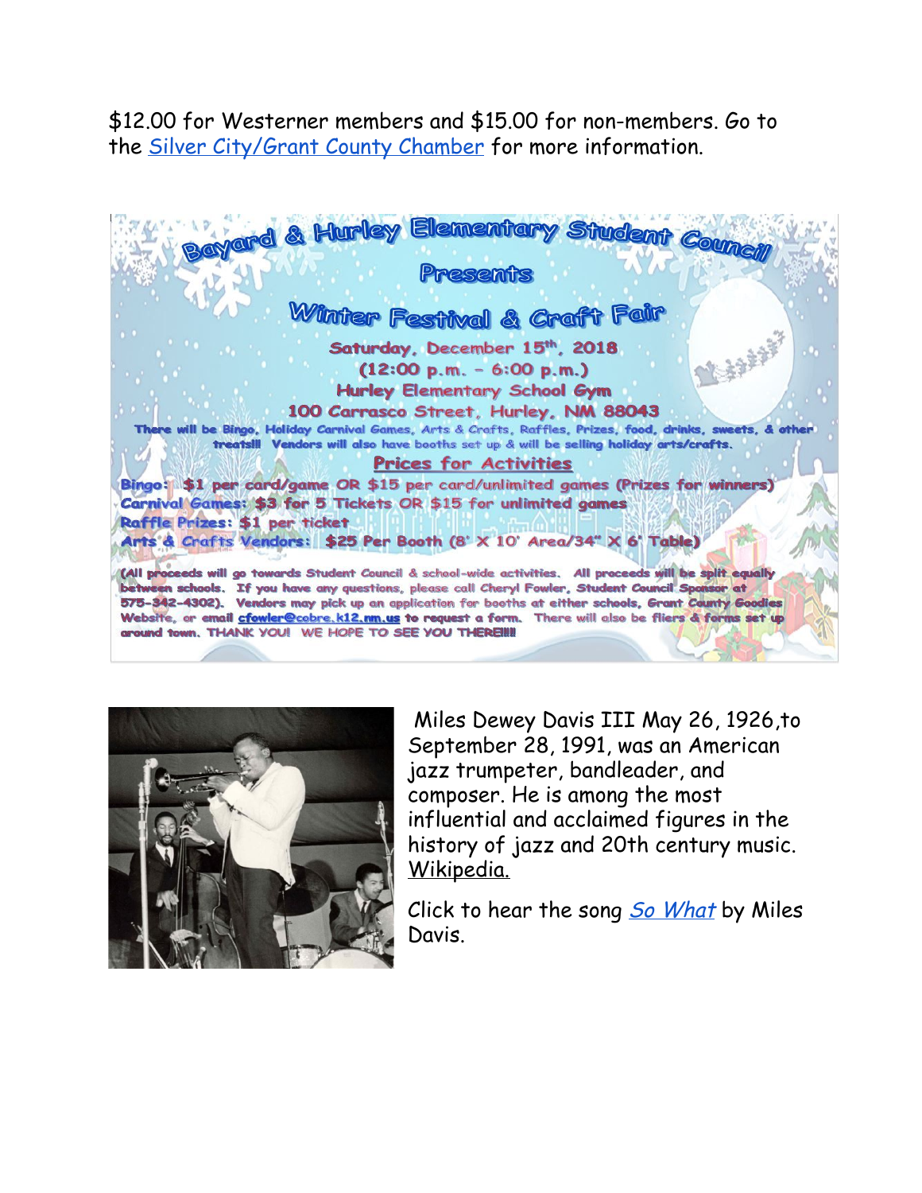$12.00 for Westerner members and $15.00 for non-members. Go to the Silver City/Grant County Chamber for more information.

# Bayard & Hurley Elementary Student Council

## Presents

## Winter Festival & Craft Fair

**Saturday, December 15th, 2018**
**(12:00 p.m. - 6:00 p.m.)**
**Hurley Elementary School Gym**
**100 Carrasco Street, Hurley, NM 88043**

There will be Bingo, Holiday Carnival Games, Arts & Crafts, Raffles, Prizes, food, drinks, sweets, & other treats!!! Vendors will also have booths set up & will be selling holiday arts/crafts.

**Prices for Activities**

**Bingo:** $1 per card/game OR $15 per card/unlimited games (Prizes for winners)
**Carnival Games:** $3 for 5 Tickets OR $15 for unlimited games
**Raffle Prizes:** $1 per ticket
**Arts & Crafts Vendors:** $25 Per Booth (8' X 10' Area/34" X 6' Table)

(All proceeds will go towards Student Council & school-wide activities. All proceeds will be split equally between schools. If you have any questions, please call Cheryl Fowler, Student Council Sponsor at 575-342-4302). Vendors may pick up an application for booths at either schools, Grant County Goodies Website, or email cfowler@cobre.k12.nm.us to request a form. There will also be fliers & forms set up around town. THANK YOU! WE HOPE TO SEE YOU THERE!!!!

Miles Dewey Davis III May 26, 1926,to September 28, 1991, was an American jazz trumpeter, bandleader, and composer. He is among the most influential and acclaimed figures in the history of jazz and 20th century music. Wikipedia.

Click to hear the song *So What* by Miles Davis.